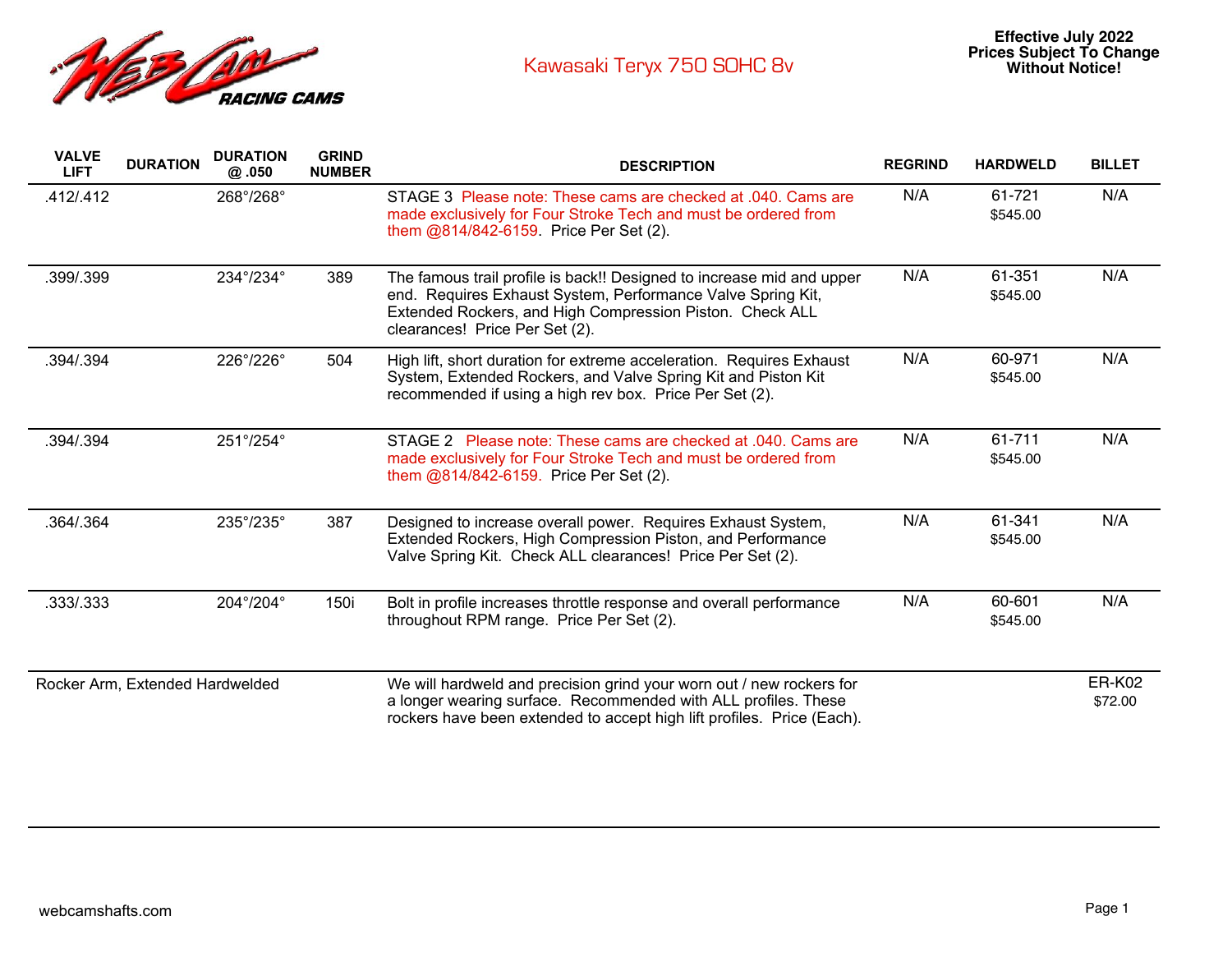Web Cam RACING CAMS

# Kawasaki Teryx 750 SOHC 8v

**Effective July 2022**
**Prices Subject To Change Without Notice!**

| VALVE LIFT | DURATION | DURATION @ .050 | GRIND NUMBER | DESCRIPTION | REGRIND | HARDWELD | BILLET |
|---|---|---|---|---|---|---|---|
| .412/.412 | | 268°/268° | | STAGE 3 Please note: These cams are checked at .040. Cams are made exclusively for Four Stroke Tech and must be ordered from them @814/842-6159. Price Per Set (2). | N/A | 61-721 $545.00 | N/A |
| .399/.399 | | 234°/234° | 389 | The famous trail profile is back!! Designed to increase mid and upper end. Requires Exhaust System, Performance Valve Spring Kit, Extended Rockers, and High Compression Piston. Check ALL clearances! Price Per Set (2). | N/A | 61-351 $545.00 | N/A |
| .394/.394 | | 226°/226° | 504 | High lift, short duration for extreme acceleration. Requires Exhaust System, Extended Rockers, and Valve Spring Kit and Piston Kit recommended if using a high rev box. Price Per Set (2). | N/A | 60-971 $545.00 | N/A |
| .394/.394 | | 251°/254° | | STAGE 2 Please note: These cams are checked at .040. Cams are made exclusively for Four Stroke Tech and must be ordered from them @814/842-6159. Price Per Set (2). | N/A | 61-711 $545.00 | N/A |
| .364/.364 | | 235°/235° | 387 | Designed to increase overall power. Requires Exhaust System, Extended Rockers, High Compression Piston, and Performance Valve Spring Kit. Check ALL clearances! Price Per Set (2). | N/A | 61-341 $545.00 | N/A |
| .333/.333 | | 204°/204° | 150i | Bolt in profile increases throttle response and overall performance throughout RPM range. Price Per Set (2). | N/A | 60-601 $545.00 | N/A |
| Rocker Arm, Extended Hardwelded | | | | We will hardweld and precision grind your worn out / new rockers for a longer wearing surface. Recommended with ALL profiles. These rockers have been extended to accept high lift profiles. Price (Each). | | | ER-K02 $72.00 |

webcamshafts.com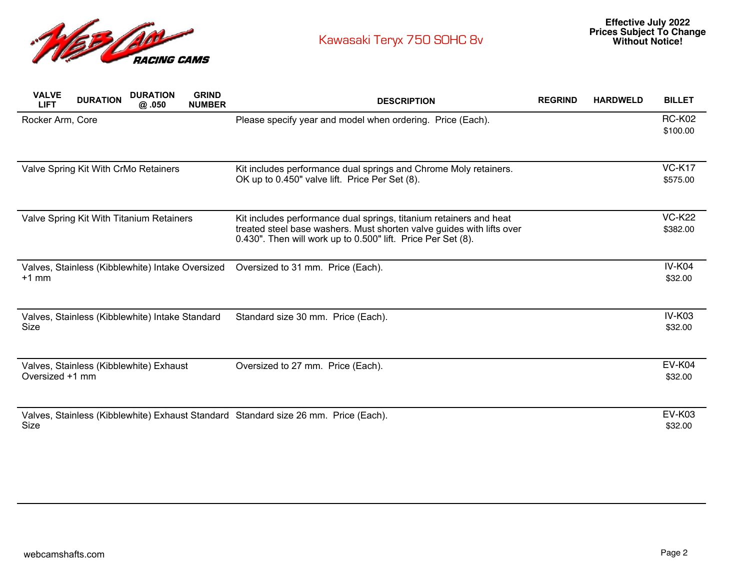# Kawasaki Teryx 750 SOHC 8v

**Effective July 2022**
**Prices Subject To Change Without Notice!**

| VALVE LIFT | DURATION | DURATION @ .050 | GRIND NUMBER | DESCRIPTION | REGRIND | HARDWELD | BILLET |
|---|---|---|---|---|---|---|---|
| Rocker Arm, Core | | | | Please specify year and model when ordering. Price (Each). | | | RC-K02 $100.00 |
| Valve Spring Kit With CrMo Retainers | | | | Kit includes performance dual springs and Chrome Moly retainers. OK up to 0.450" valve lift. Price Per Set (8). | | | VC-K17 $575.00 |
| Valve Spring Kit With Titanium Retainers | | | | Kit includes performance dual springs, titanium retainers and heat treated steel base washers. Must shorten valve guides with lifts over 0.430". Then will work up to 0.500" lift. Price Per Set (8). | | | VC-K22 $382.00 |
| Valves, Stainless (Kibblewhite) Intake Oversized +1 mm | | | | Oversized to 31 mm. Price (Each). | | | IV-K04 $32.00 |
| Valves, Stainless (Kibblewhite) Intake Standard Size | | | | Standard size 30 mm. Price (Each). | | | IV-K03 $32.00 |
| Valves, Stainless (Kibblewhite) Exhaust Oversized +1 mm | | | | Oversized to 27 mm. Price (Each). | | | EV-K04 $32.00 |
| Valves, Stainless (Kibblewhite) Exhaust Standard Size | | | | Standard size 26 mm. Price (Each). | | | EV-K03 $32.00 |

webcamshafts.com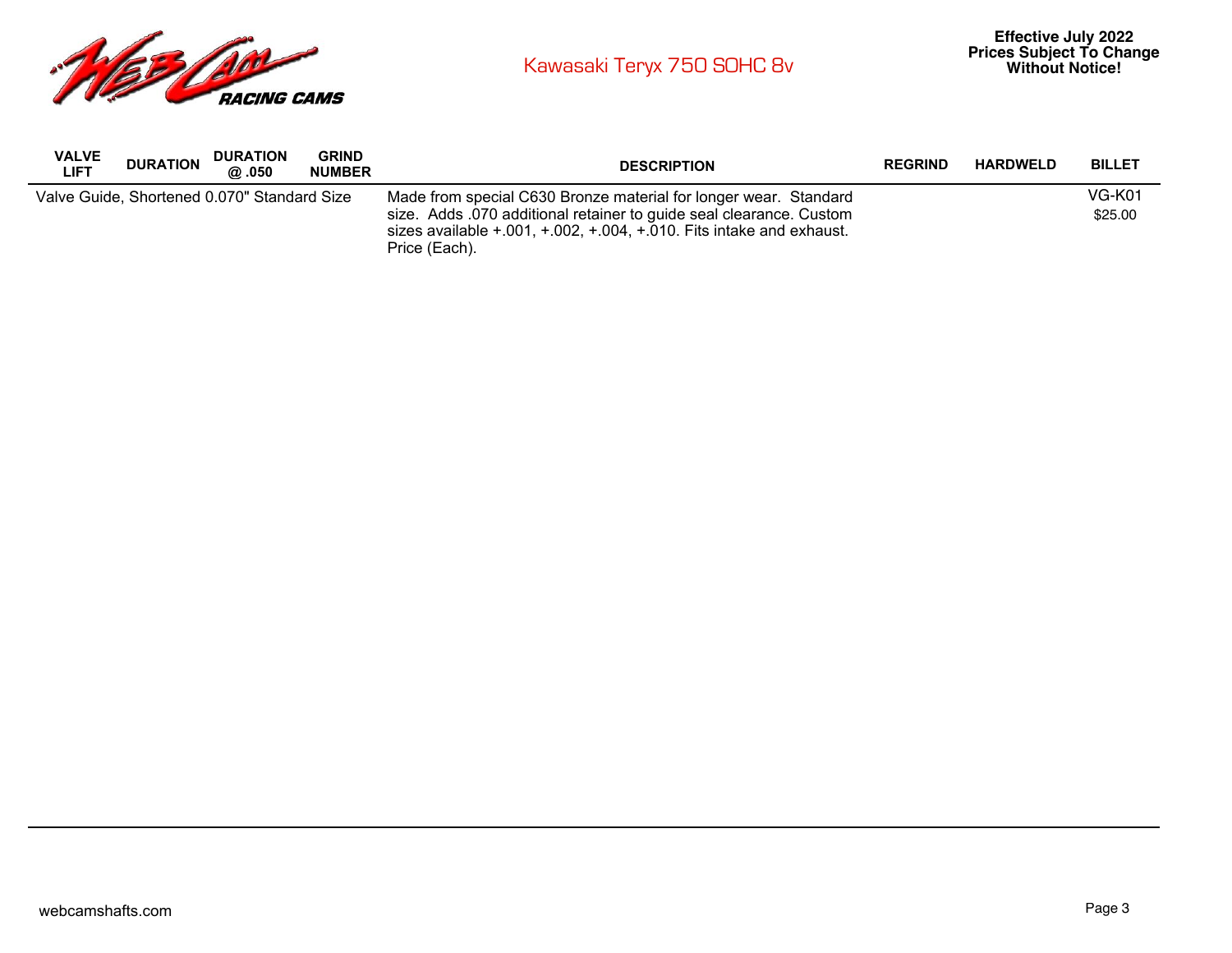# Kawasaki Teryx 750 SOHC 8v

Effective July 2022
Prices Subject To Change
Without Notice!

| VALVE LIFT | DURATION | DURATION @ .050 | GRIND NUMBER | DESCRIPTION | REGRIND | HARDWELD | BILLET |
|---|---|---|---|---|---|---|---|
| Valve Guide, Shortened 0.070" Standard Size | | | | Made from special C630 Bronze material for longer wear. Standard size. Adds .070 additional retainer to guide seal clearance. Custom sizes available +.001, +.002, +.004, +.010. Fits intake and exhaust. Price (Each). | | | VG-K01 $25.00 |

webcamshafts.com